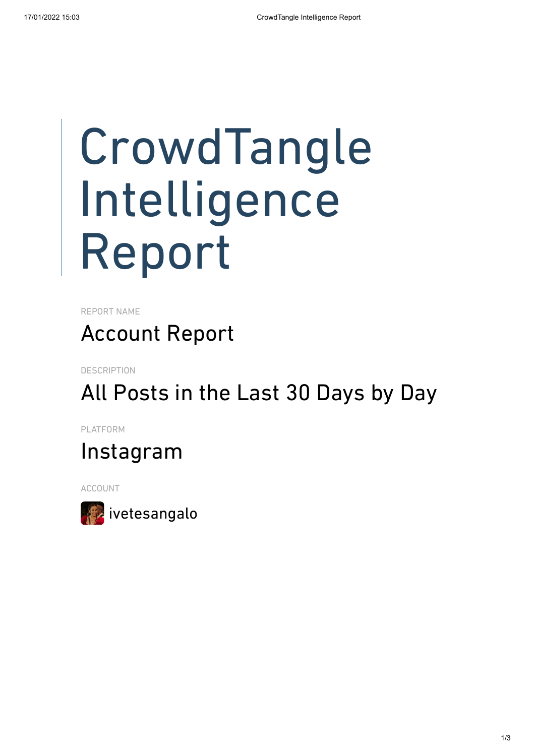# CrowdTangle Intelligence Report

REPORT NAME

## Account Report

DESCRIPTION

## All Posts in the Last 30 Days by Day

PLATFORM

## Instagram

ACCOUNT

ivetesangalo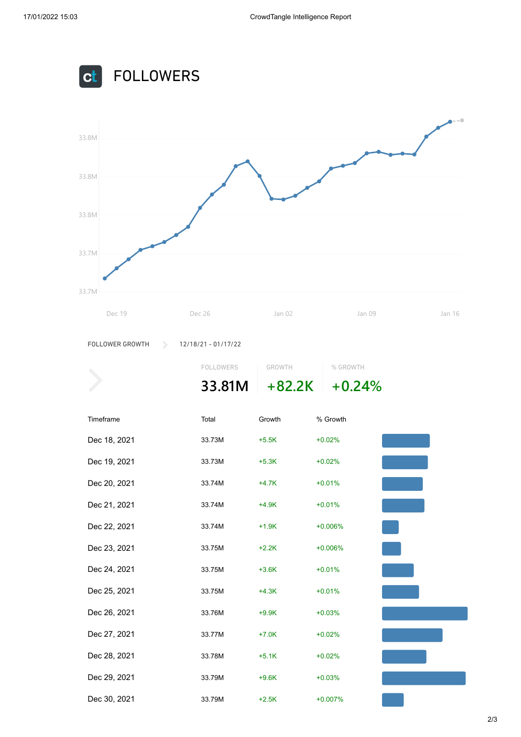# FOLLOWERS

33.8M
33.8M
33.8M
33.7M
33.7M

Dec 19
Dec 26
Jan 02
Jan 09
Jan 16

FOLLOWER GROWTH 12/18/21 - 01/17/22

| FOLLOWERS | GROWTH | % GROWTH |
|---|---|---|
| 33.81M | +82.2K | +0.24% |

| Timeframe | Total | Growth | % Growth |
|---|---|---|---|
| Dec 18, 2021 | 33.73M | +5.5K | +0.02% |
| Dec 19, 2021 | 33.73M | +5.3K | +0.02% |
| Dec 20, 2021 | 33.74M | +4.7K | +0.01% |
| Dec 21, 2021 | 33.74M | +4.9K | +0.01% |
| Dec 22, 2021 | 33.74M | +1.9K | +0.006% |
| Dec 23, 2021 | 33.75M | +2.2K | +0.006% |
| Dec 24, 2021 | 33.75M | +3.6K | +0.01% |
| Dec 25, 2021 | 33.75M | +4.3K | +0.01% |
| Dec 26, 2021 | 33.76M | +9.9K | +0.03% |
| Dec 27, 2021 | 33.77M | +7.0K | +0.02% |
| Dec 28, 2021 | 33.78M | +5.1K | +0.02% |
| Dec 29, 2021 | 33.79M | +9.6K | +0.03% |
| Dec 30, 2021 | 33.79M | +2.5K | +0.007% |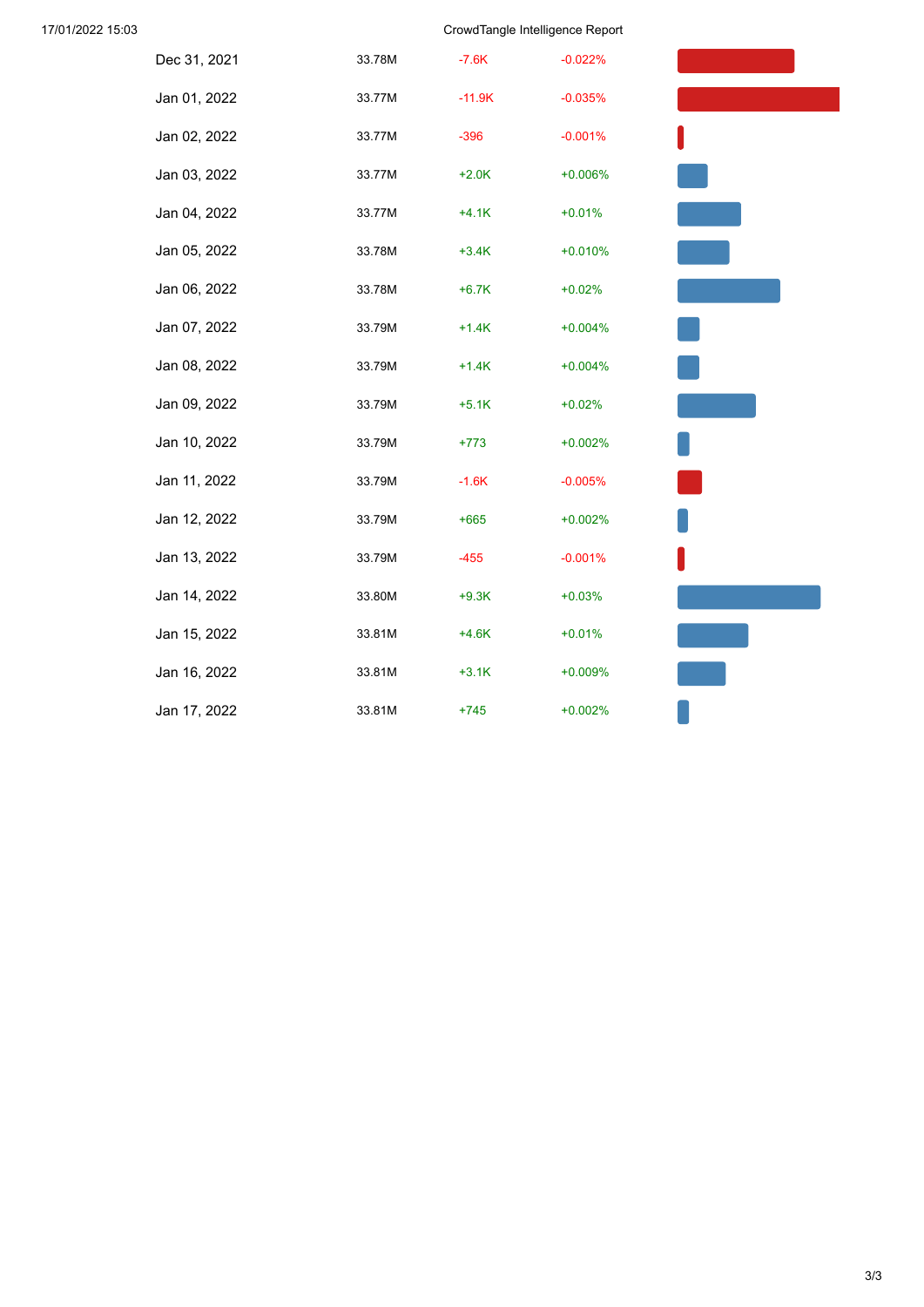| | | | |
|---|---|---|---|
| Dec 31, 2021 | 33.78M | -7.6K | -0.022% |
| Jan 01, 2022 | 33.77M | -11.9K | -0.035% |
| Jan 02, 2022 | 33.77M | -396 | -0.001% |
| Jan 03, 2022 | 33.77M | +2.0K | +0.006% |
| Jan 04, 2022 | 33.77M | +4.1K | +0.01% |
| Jan 05, 2022 | 33.78M | +3.4K | +0.010% |
| Jan 06, 2022 | 33.78M | +6.7K | +0.02% |
| Jan 07, 2022 | 33.79M | +1.4K | +0.004% |
| Jan 08, 2022 | 33.79M | +1.4K | +0.004% |
| Jan 09, 2022 | 33.79M | +5.1K | +0.02% |
| Jan 10, 2022 | 33.79M | +773 | +0.002% |
| Jan 11, 2022 | 33.79M | -1.6K | -0.005% |
| Jan 12, 2022 | 33.79M | +665 | +0.002% |
| Jan 13, 2022 | 33.79M | -455 | -0.001% |
| Jan 14, 2022 | 33.80M | +9.3K | +0.03% |
| Jan 15, 2022 | 33.81M | +4.6K | +0.01% |
| Jan 16, 2022 | 33.81M | +3.1K | +0.009% |
| Jan 17, 2022 | 33.81M | +745 | +0.002% |